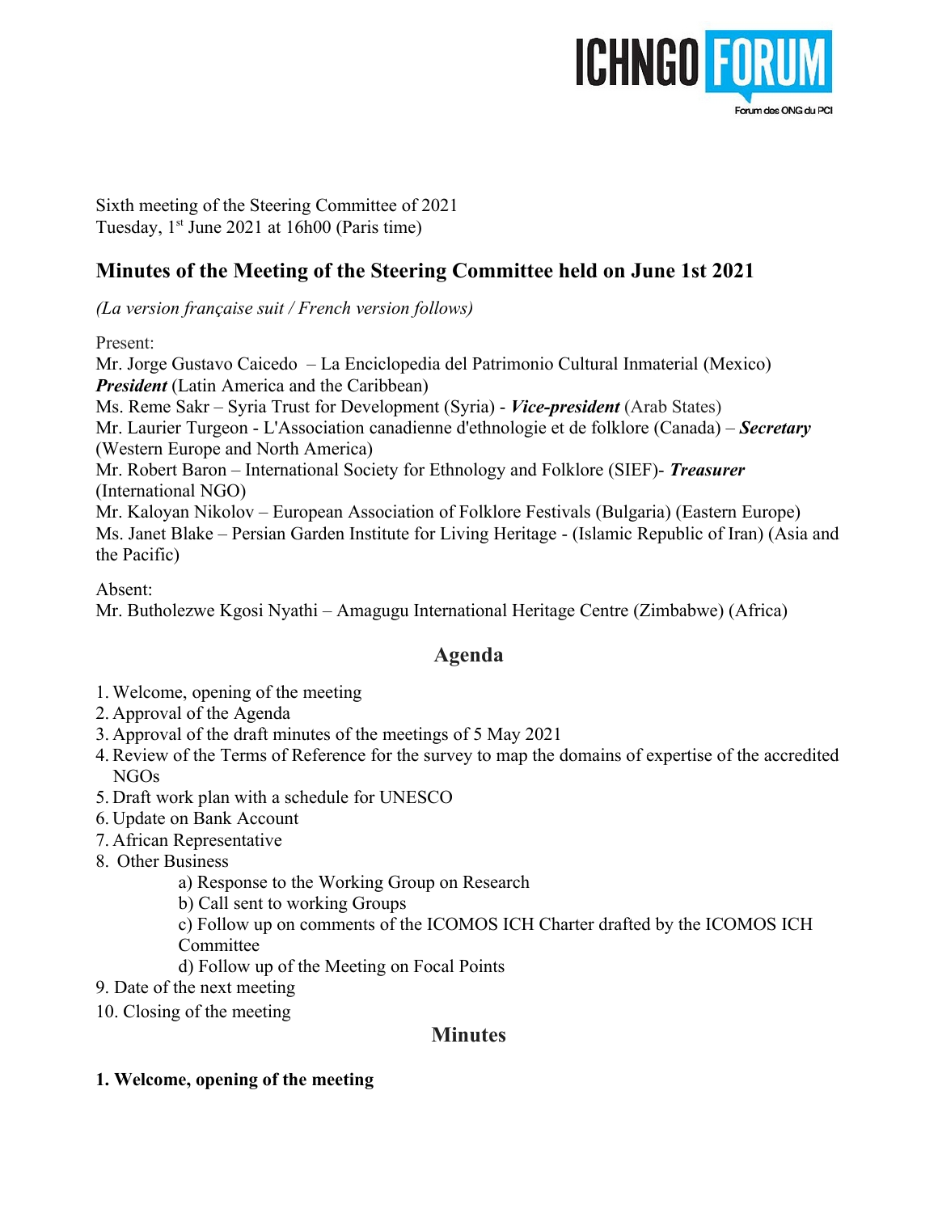Sixth meeting of the Steering Committee of 2021
Tuesday, 1st June 2021 at 16h00 (Paris time)

## Minutes of the Meeting of the Steering Committee held on June 1st 2021

*(La version française suit / French version follows)*

Present:
Mr. Jorge Gustavo Caicedo – La Enciclopedia del Patrimonio Cultural Inmaterial (Mexico) ***President*** (Latin America and the Caribbean)
Ms. Reme Sakr – Syria Trust for Development (Syria) - ***Vice-president*** (Arab States)
Mr. Laurier Turgeon - L'Association canadienne d'ethnologie et de folklore (Canada) – ***Secretary*** (Western Europe and North America)
Mr. Robert Baron – International Society for Ethnology and Folklore (SIEF)- ***Treasurer*** (International NGO)
Mr. Kaloyan Nikolov – European Association of Folklore Festivals (Bulgaria) (Eastern Europe)
Ms. Janet Blake – Persian Garden Institute for Living Heritage - (Islamic Republic of Iran) (Asia and the Pacific)

Absent:
Mr. Butholezwe Kgosi Nyathi – Amagugu International Heritage Centre (Zimbabwe) (Africa)

## Agenda

1. Welcome, opening of the meeting
2. Approval of the Agenda
3. Approval of the draft minutes of the meetings of 5 May 2021
4. Review of the Terms of Reference for the survey to map the domains of expertise of the accredited NGOs
5. Draft work plan with a schedule for UNESCO
6. Update on Bank Account
7. African Representative
8. Other Business
   a) Response to the Working Group on Research
   b) Call sent to working Groups
   c) Follow up on comments of the ICOMOS ICH Charter drafted by the ICOMOS ICH Committee
   d) Follow up of the Meeting on Focal Points
9. Date of the next meeting
10. Closing of the meeting

## Minutes

**1. Welcome, opening of the meeting**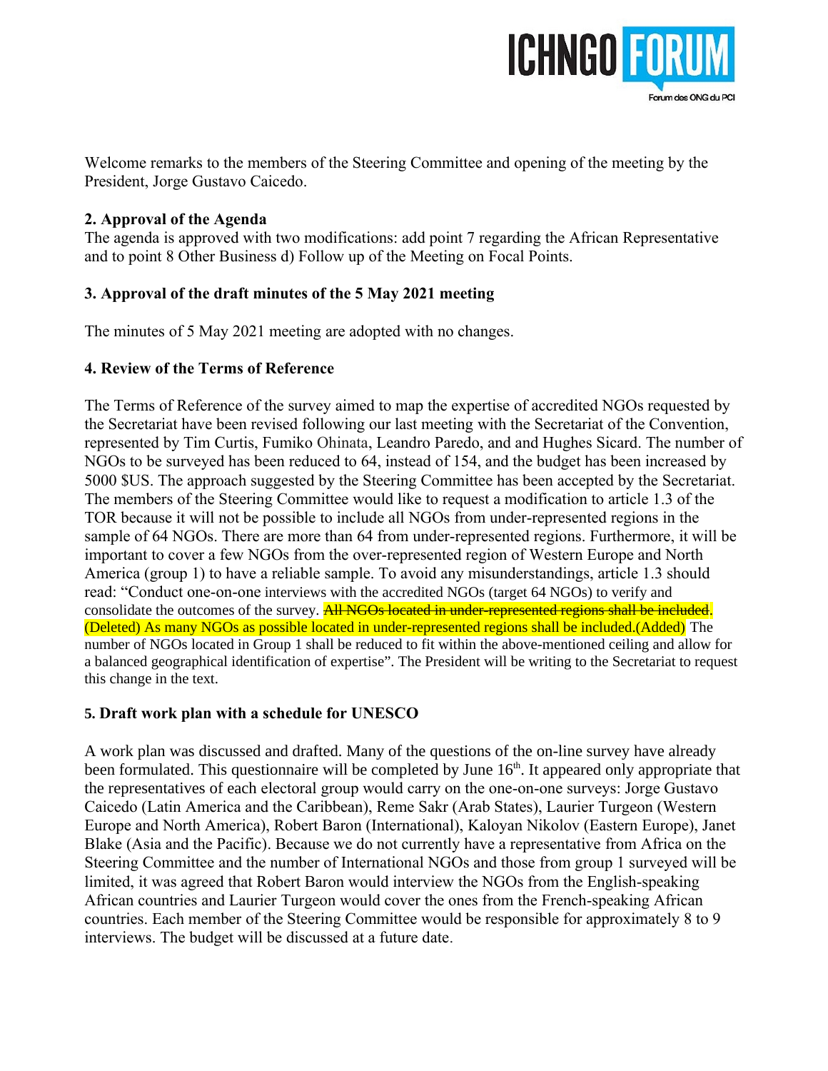Welcome remarks to the members of the Steering Committee and opening of the meeting by the President, Jorge Gustavo Caicedo.

**2. Approval of the Agenda**
The agenda is approved with two modifications: add point 7 regarding the African Representative and to point 8 Other Business d) Follow up of the Meeting on Focal Points.

**3. Approval of the draft minutes of the 5 May 2021 meeting**

The minutes of 5 May 2021 meeting are adopted with no changes.

**4. Review of the Terms of Reference**

The Terms of Reference of the survey aimed to map the expertise of accredited NGOs requested by the Secretariat have been revised following our last meeting with the Secretariat of the Convention, represented by Tim Curtis, Fumiko Ohinata, Leandro Paredo, and and Hughes Sicard. The number of NGOs to be surveyed has been reduced to 64, instead of 154, and the budget has been increased by 5000 $US. The approach suggested by the Steering Committee has been accepted by the Secretariat. The members of the Steering Committee would like to request a modification to article 1.3 of the TOR because it will not be possible to include all NGOs from under-represented regions in the sample of 64 NGOs. There are more than 64 from under-represented regions. Furthermore, it will be important to cover a few NGOs from the over-represented region of Western Europe and North America (group 1) to have a reliable sample. To avoid any misunderstandings, article 1.3 should read: "Conduct one-on-one interviews with the accredited NGOs (target 64 NGOs) to verify and consolidate the outcomes of the survey. ~~All NGOs located in under-represented regions shall be included.~~ (Deleted) As many NGOs as possible located in under-represented regions shall be included.(Added) The number of NGOs located in Group 1 shall be reduced to fit within the above-mentioned ceiling and allow for a balanced geographical identification of expertise". The President will be writing to the Secretariat to request this change in the text.

**5. Draft work plan with a schedule for UNESCO**

A work plan was discussed and drafted. Many of the questions of the on-line survey have already been formulated. This questionnaire will be completed by June 16th. It appeared only appropriate that the representatives of each electoral group would carry on the one-on-one surveys: Jorge Gustavo Caicedo (Latin America and the Caribbean), Reme Sakr (Arab States), Laurier Turgeon (Western Europe and North America), Robert Baron (International), Kaloyan Nikolov (Eastern Europe), Janet Blake (Asia and the Pacific). Because we do not currently have a representative from Africa on the Steering Committee and the number of International NGOs and those from group 1 surveyed will be limited, it was agreed that Robert Baron would interview the NGOs from the English-speaking African countries and Laurier Turgeon would cover the ones from the French-speaking African countries. Each member of the Steering Committee would be responsible for approximately 8 to 9 interviews. The budget will be discussed at a future date.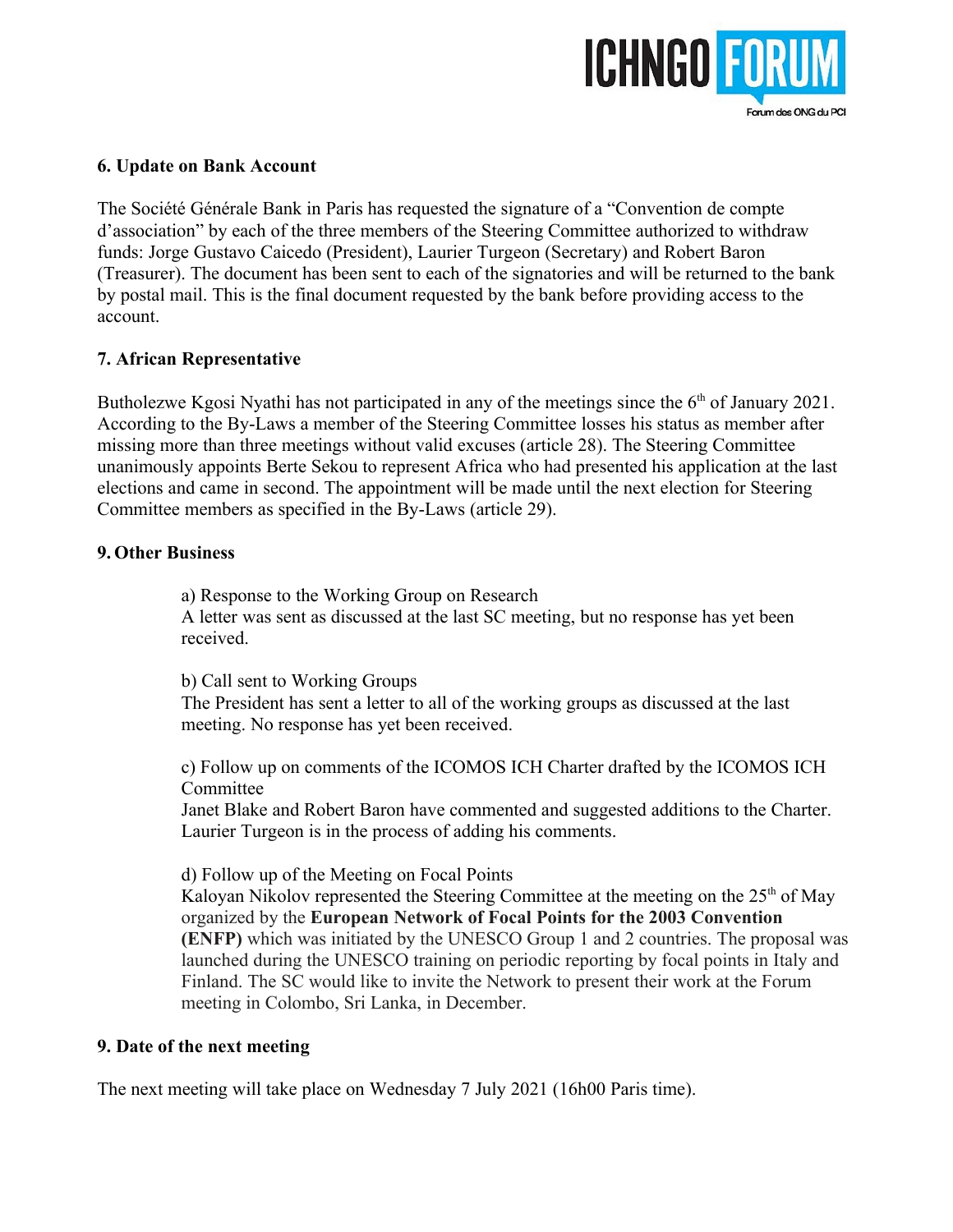## 6. Update on Bank Account

The Société Générale Bank in Paris has requested the signature of a "Convention de compte d'association" by each of the three members of the Steering Committee authorized to withdraw funds: Jorge Gustavo Caicedo (President), Laurier Turgeon (Secretary) and Robert Baron (Treasurer). The document has been sent to each of the signatories and will be returned to the bank by postal mail. This is the final document requested by the bank before providing access to the account.

## 7. African Representative

Butholezwe Kgosi Nyathi has not participated in any of the meetings since the 6th of January 2021. According to the By-Laws a member of the Steering Committee losses his status as member after missing more than three meetings without valid excuses (article 28). The Steering Committee unanimously appoints Berte Sekou to represent Africa who had presented his application at the last elections and came in second. The appointment will be made until the next election for Steering Committee members as specified in the By-Laws (article 29).

## 9. Other Business

a) Response to the Working Group on Research
A letter was sent as discussed at the last SC meeting, but no response has yet been received.

b) Call sent to Working Groups
The President has sent a letter to all of the working groups as discussed at the last meeting. No response has yet been received.

c) Follow up on comments of the ICOMOS ICH Charter drafted by the ICOMOS ICH Committee
Janet Blake and Robert Baron have commented and suggested additions to the Charter. Laurier Turgeon is in the process of adding his comments.

d) Follow up of the Meeting on Focal Points
Kaloyan Nikolov represented the Steering Committee at the meeting on the 25th of May organized by the **European Network of Focal Points for the 2003 Convention (ENFP)** which was initiated by the UNESCO Group 1 and 2 countries. The proposal was launched during the UNESCO training on periodic reporting by focal points in Italy and Finland. The SC would like to invite the Network to present their work at the Forum meeting in Colombo, Sri Lanka, in December.

## 9. Date of the next meeting

The next meeting will take place on Wednesday 7 July 2021 (16h00 Paris time).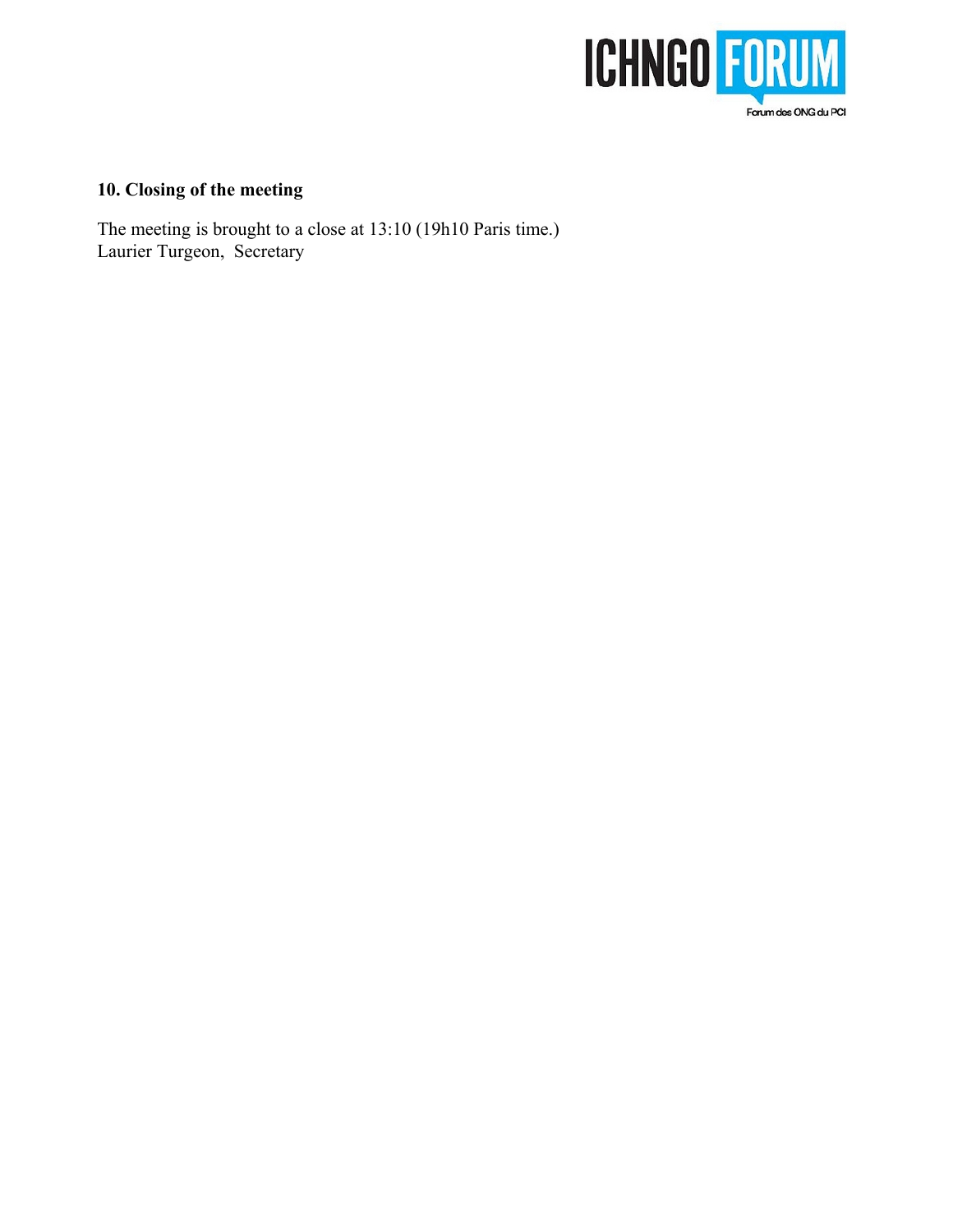## 10. Closing of the meeting

The meeting is brought to a close at 13:10 (19h10 Paris time.)
Laurier Turgeon, Secretary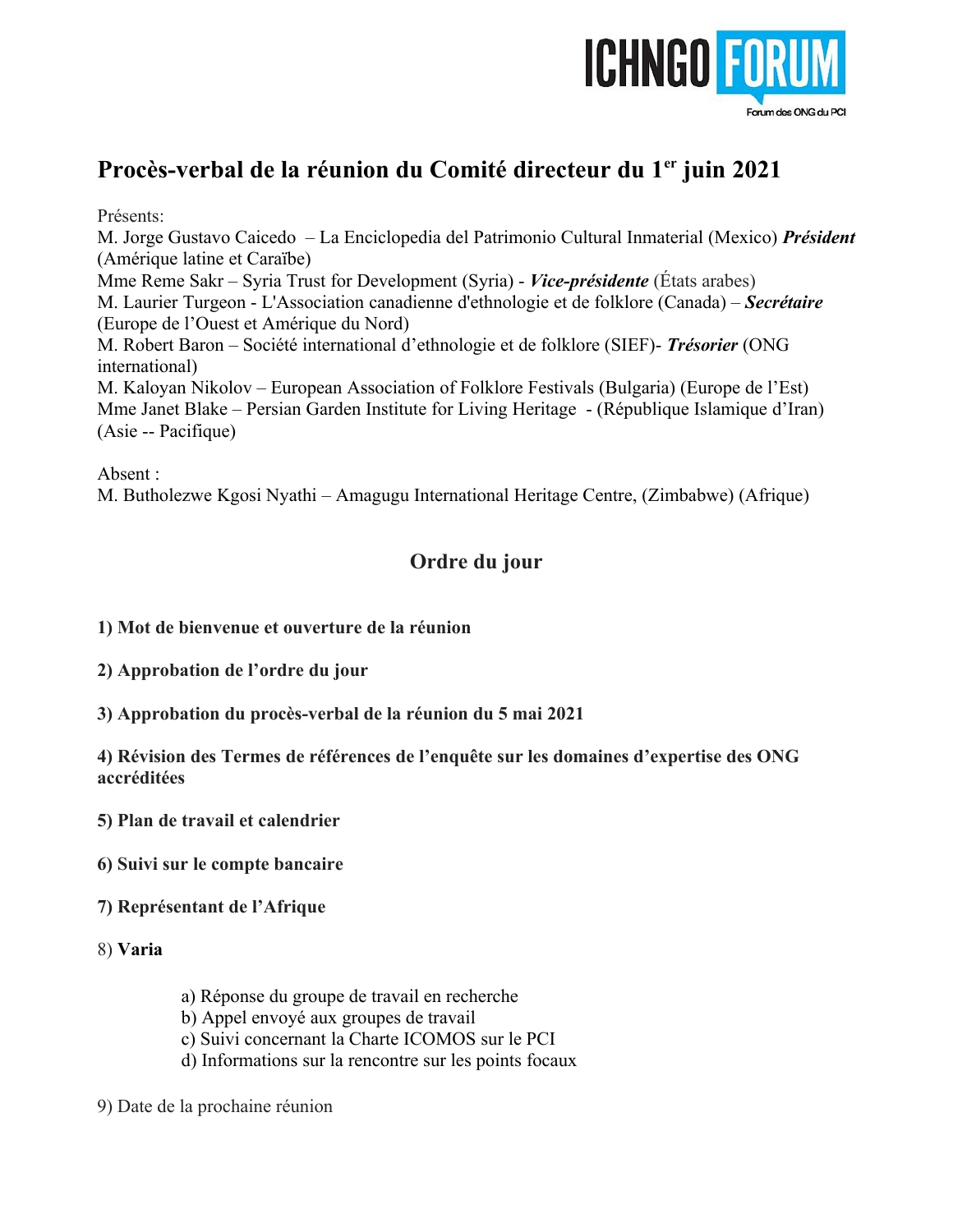# Procès-verbal de la réunion du Comité directeur du 1er juin 2021

Présents:
M. Jorge Gustavo Caicedo – La Enciclopedia del Patrimonio Cultural Inmaterial (Mexico) ***Président*** (Amérique latine et Caraïbe)
Mme Reme Sakr – Syria Trust for Development (Syria) - ***Vice-présidente*** (États arabes)
M. Laurier Turgeon - L'Association canadienne d'ethnologie et de folklore (Canada) – ***Secrétaire*** (Europe de l'Ouest et Amérique du Nord)
M. Robert Baron – Société international d'ethnologie et de folklore (SIEF)- ***Trésorier*** (ONG international)
M. Kaloyan Nikolov – European Association of Folklore Festivals (Bulgaria) (Europe de l'Est)
Mme Janet Blake – Persian Garden Institute for Living Heritage - (République Islamique d'Iran) (Asie -- Pacifique)

Absent :
M. Butholezwe Kgosi Nyathi – Amagugu International Heritage Centre, (Zimbabwe) (Afrique)

## Ordre du jour

**1) Mot de bienvenue et ouverture de la réunion**

**2) Approbation de l'ordre du jour**

**3) Approbation du procès-verbal de la réunion du 5 mai 2021**

**4) Révision des Termes de références de l'enquête sur les domaines d'expertise des ONG accréditées**

**5) Plan de travail et calendrier**

**6) Suivi sur le compte bancaire**

**7) Représentant de l'Afrique**

8) **Varia**

a) Réponse du groupe de travail en recherche
b) Appel envoyé aux groupes de travail
c) Suivi concernant la Charte ICOMOS sur le PCI
d) Informations sur la rencontre sur les points focaux

9) Date de la prochaine réunion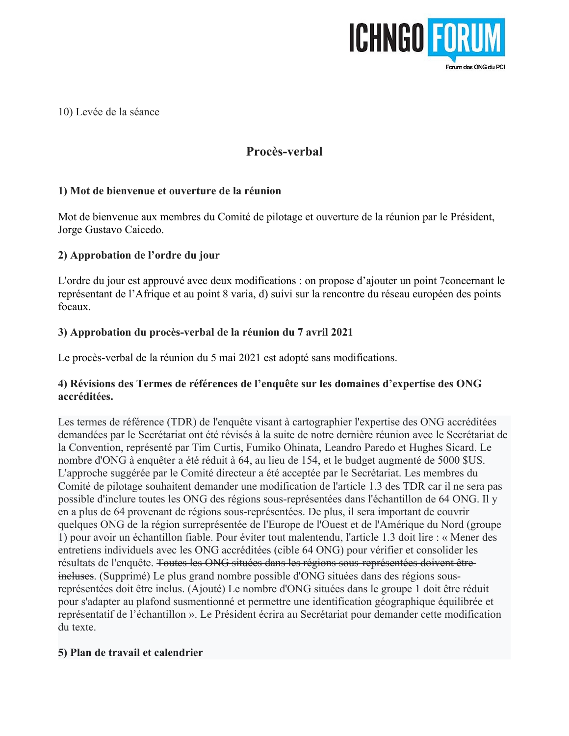10) Levée de la séance

## Procès-verbal

### 1) Mot de bienvenue et ouverture de la réunion

Mot de bienvenue aux membres du Comité de pilotage et ouverture de la réunion par le Président, Jorge Gustavo Caicedo.

### 2) Approbation de l'ordre du jour

L'ordre du jour est approuvé avec deux modifications : on propose d'ajouter un point 7concernant le représentant de l'Afrique et au point 8 varia, d) suivi sur la rencontre du réseau européen des points focaux.

### 3) Approbation du procès-verbal de la réunion du 7 avril 2021

Le procès-verbal de la réunion du 5 mai 2021 est adopté sans modifications.

### 4) Révisions des Termes de références de l'enquête sur les domaines d'expertise des ONG accréditées.

Les termes de référence (TDR) de l'enquête visant à cartographier l'expertise des ONG accréditées demandées par le Secrétariat ont été révisés à la suite de notre dernière réunion avec le Secrétariat de la Convention, représenté par Tim Curtis, Fumiko Ohinata, Leandro Paredo et Hughes Sicard. Le nombre d'ONG à enquêter a été réduit à 64, au lieu de 154, et le budget augmenté de 5000 $US. L'approche suggérée par le Comité directeur a été acceptée par le Secrétariat. Les membres du Comité de pilotage souhaitent demander une modification de l'article 1.3 des TDR car il ne sera pas possible d'inclure toutes les ONG des régions sous-représentées dans l'échantillon de 64 ONG. Il y en a plus de 64 provenant de régions sous-représentées. De plus, il sera important de couvrir quelques ONG de la région surreprésentée de l'Europe de l'Ouest et de l'Amérique du Nord (groupe 1) pour avoir un échantillon fiable. Pour éviter tout malentendu, l'article 1.3 doit lire : « Mener des entretiens individuels avec les ONG accréditées (cible 64 ONG) pour vérifier et consolider les résultats de l'enquête. ~~Toutes les ONG situées dans les régions sous-représentées doivent être incluses~~. (Supprimé) Le plus grand nombre possible d'ONG situées dans des régions sous-représentées doit être inclus. (Ajouté) Le nombre d'ONG situées dans le groupe 1 doit être réduit pour s'adapter au plafond susmentionné et permettre une identification géographique équilibrée et représentatif de l'échantillon ». Le Président écrira au Secrétariat pour demander cette modification du texte.

### 5) Plan de travail et calendrier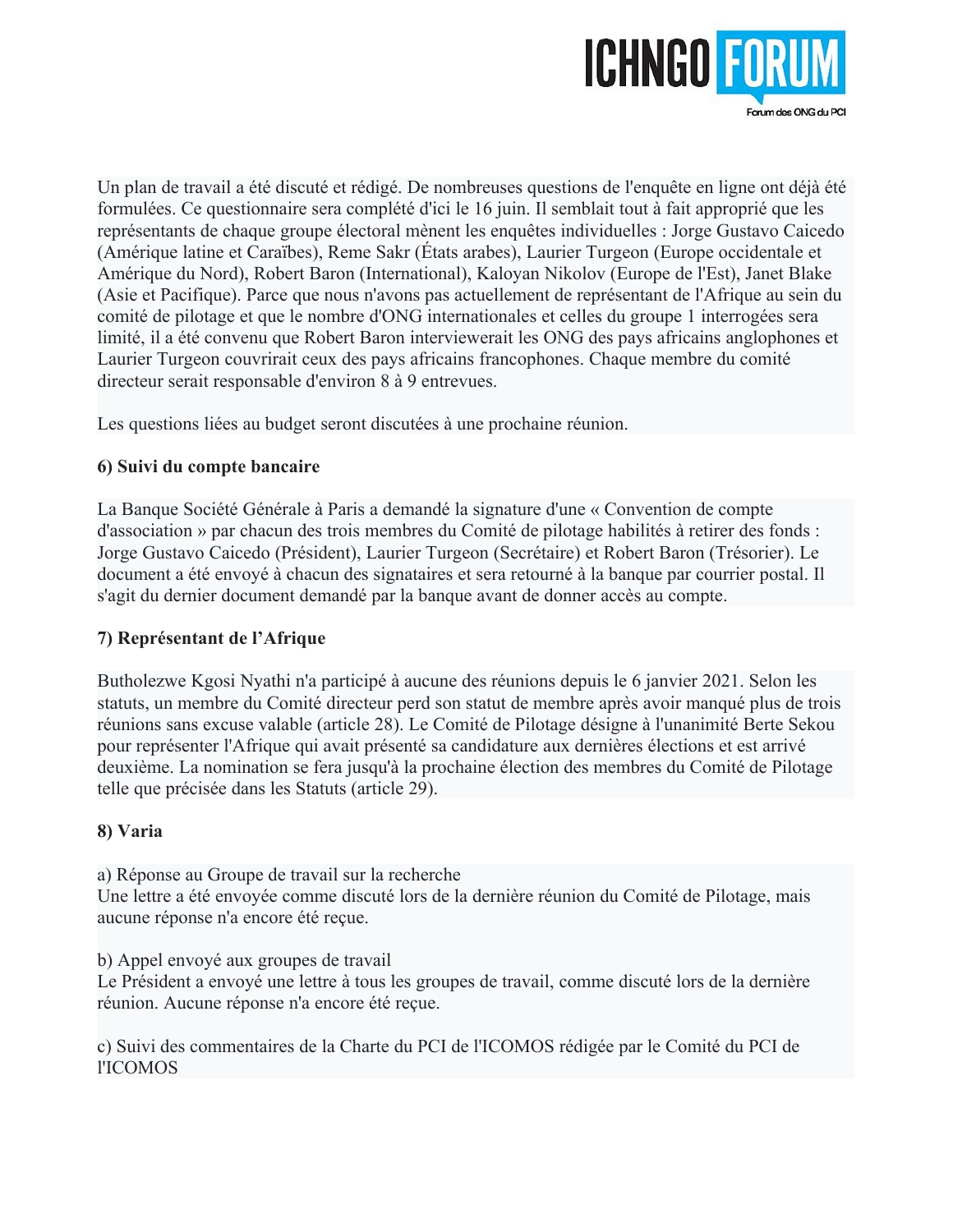Un plan de travail a été discuté et rédigé. De nombreuses questions de l'enquête en ligne ont déjà été formulées. Ce questionnaire sera complété d'ici le 16 juin. Il semblait tout à fait approprié que les représentants de chaque groupe électoral mènent les enquêtes individuelles : Jorge Gustavo Caicedo (Amérique latine et Caraïbes), Reme Sakr (États arabes), Laurier Turgeon (Europe occidentale et Amérique du Nord), Robert Baron (International), Kaloyan Nikolov (Europe de l'Est), Janet Blake (Asie et Pacifique). Parce que nous n'avons pas actuellement de représentant de l'Afrique au sein du comité de pilotage et que le nombre d'ONG internationales et celles du groupe 1 interrogées sera limité, il a été convenu que Robert Baron interviewerait les ONG des pays africains anglophones et Laurier Turgeon couvrirait ceux des pays africains francophones. Chaque membre du comité directeur serait responsable d'environ 8 à 9 entrevues.

Les questions liées au budget seront discutées à une prochaine réunion.

**6) Suivi du compte bancaire**

La Banque Société Générale à Paris a demandé la signature d'une « Convention de compte d'association » par chacun des trois membres du Comité de pilotage habilités à retirer des fonds : Jorge Gustavo Caicedo (Président), Laurier Turgeon (Secrétaire) et Robert Baron (Trésorier). Le document a été envoyé à chacun des signataires et sera retourné à la banque par courrier postal. Il s'agit du dernier document demandé par la banque avant de donner accès au compte.

**7) Représentant de l'Afrique**

Butholezwe Kgosi Nyathi n'a participé à aucune des réunions depuis le 6 janvier 2021. Selon les statuts, un membre du Comité directeur perd son statut de membre après avoir manqué plus de trois réunions sans excuse valable (article 28). Le Comité de Pilotage désigne à l'unanimité Berte Sekou pour représenter l'Afrique qui avait présenté sa candidature aux dernières élections et est arrivé deuxième. La nomination se fera jusqu'à la prochaine élection des membres du Comité de Pilotage telle que précisée dans les Statuts (article 29).

**8) Varia**

a) Réponse au Groupe de travail sur la recherche
Une lettre a été envoyée comme discuté lors de la dernière réunion du Comité de Pilotage, mais aucune réponse n'a encore été reçue.

b) Appel envoyé aux groupes de travail
Le Président a envoyé une lettre à tous les groupes de travail, comme discuté lors de la dernière réunion. Aucune réponse n'a encore été reçue.

c) Suivi des commentaires de la Charte du PCI de l'ICOMOS rédigée par le Comité du PCI de l'ICOMOS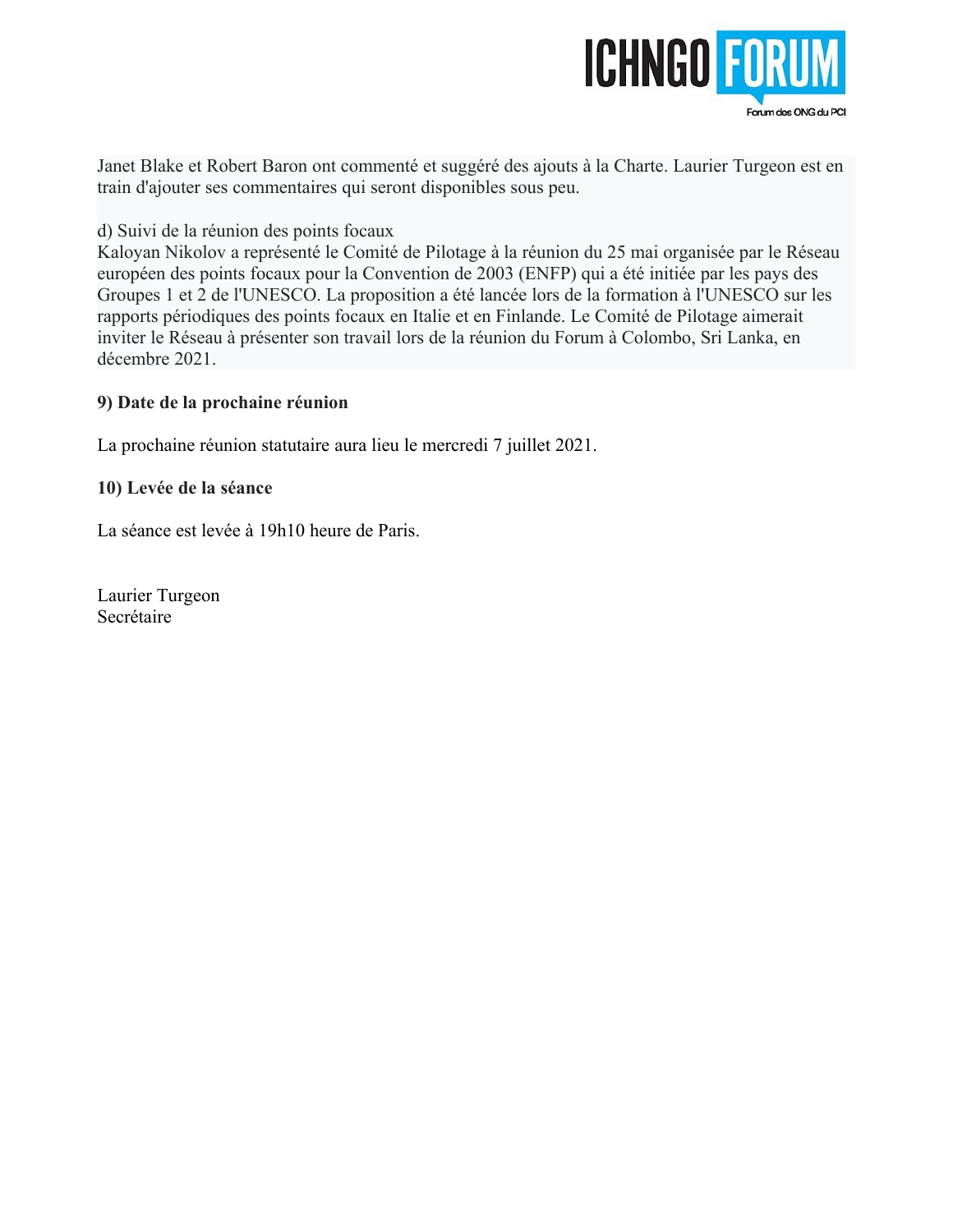Janet Blake et Robert Baron ont commenté et suggéré des ajouts à la Charte. Laurier Turgeon est en train d'ajouter ses commentaires qui seront disponibles sous peu.

d) Suivi de la réunion des points focaux
Kaloyan Nikolov a représenté le Comité de Pilotage à la réunion du 25 mai organisée par le Réseau européen des points focaux pour la Convention de 2003 (ENFP) qui a été initiée par les pays des Groupes 1 et 2 de l'UNESCO. La proposition a été lancée lors de la formation à l'UNESCO sur les rapports périodiques des points focaux en Italie et en Finlande. Le Comité de Pilotage aimerait inviter le Réseau à présenter son travail lors de la réunion du Forum à Colombo, Sri Lanka, en décembre 2021.

**9) Date de la prochaine réunion**

La prochaine réunion statutaire aura lieu le mercredi 7 juillet 2021.

**10) Levée de la séance**

La séance est levée à 19h10 heure de Paris.

Laurier Turgeon
Secrétaire